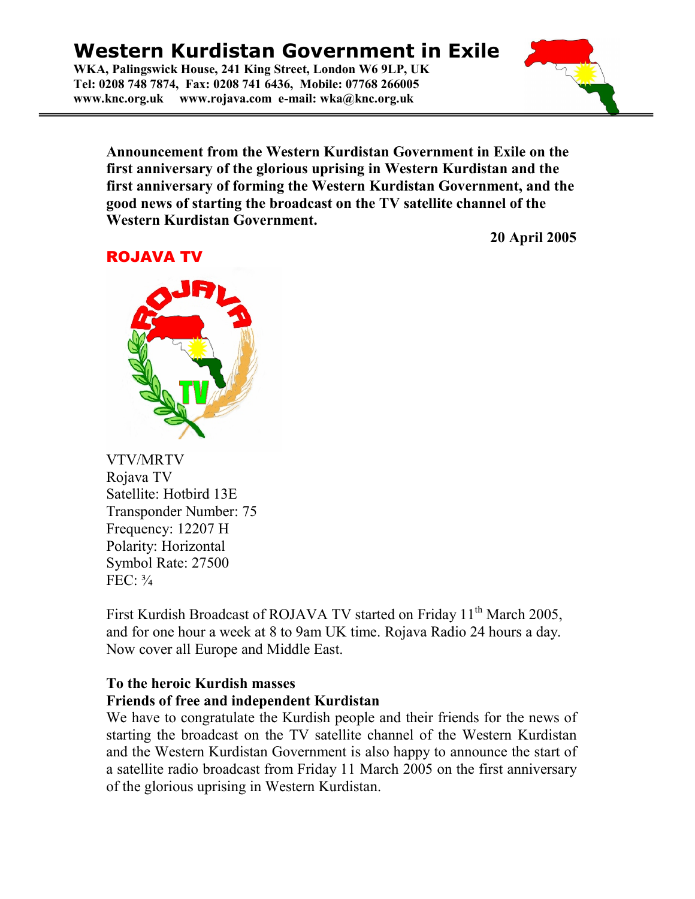# Western Kurdistan Government in Exile

**WKA, Palingswick House, 241 King Street, London W6 9LP, UK**
**Tel: 0208 748 7874, Fax: 0208 741 6436, Mobile: 07768 266005**
**www.knc.org.uk www.rojava.com e-mail: wka@knc.org.uk**

**Announcement from the Western Kurdistan Government in Exile on the first anniversary of the glorious uprising in Western Kurdistan and the first anniversary of forming the Western Kurdistan Government, and the good news of starting the broadcast on the TV satellite channel of the Western Kurdistan Government.**

**20 April 2005**

## ROJAVA TV

VTV/MRTV
Rojava TV
Satellite: Hotbird 13E
Transponder Number: 75
Frequency: 12207 H
Polarity: Horizontal
Symbol Rate: 27500
FEC: ¾

First Kurdish Broadcast of ROJAVA TV started on Friday 11th March 2005, and for one hour a week at 8 to 9am UK time. Rojava Radio 24 hours a day. Now cover all Europe and Middle East.

**To the heroic Kurdish masses**
**Friends of free and independent Kurdistan**

We have to congratulate the Kurdish people and their friends for the news of starting the broadcast on the TV satellite channel of the Western Kurdistan and the Western Kurdistan Government is also happy to announce the start of a satellite radio broadcast from Friday 11 March 2005 on the first anniversary of the glorious uprising in Western Kurdistan.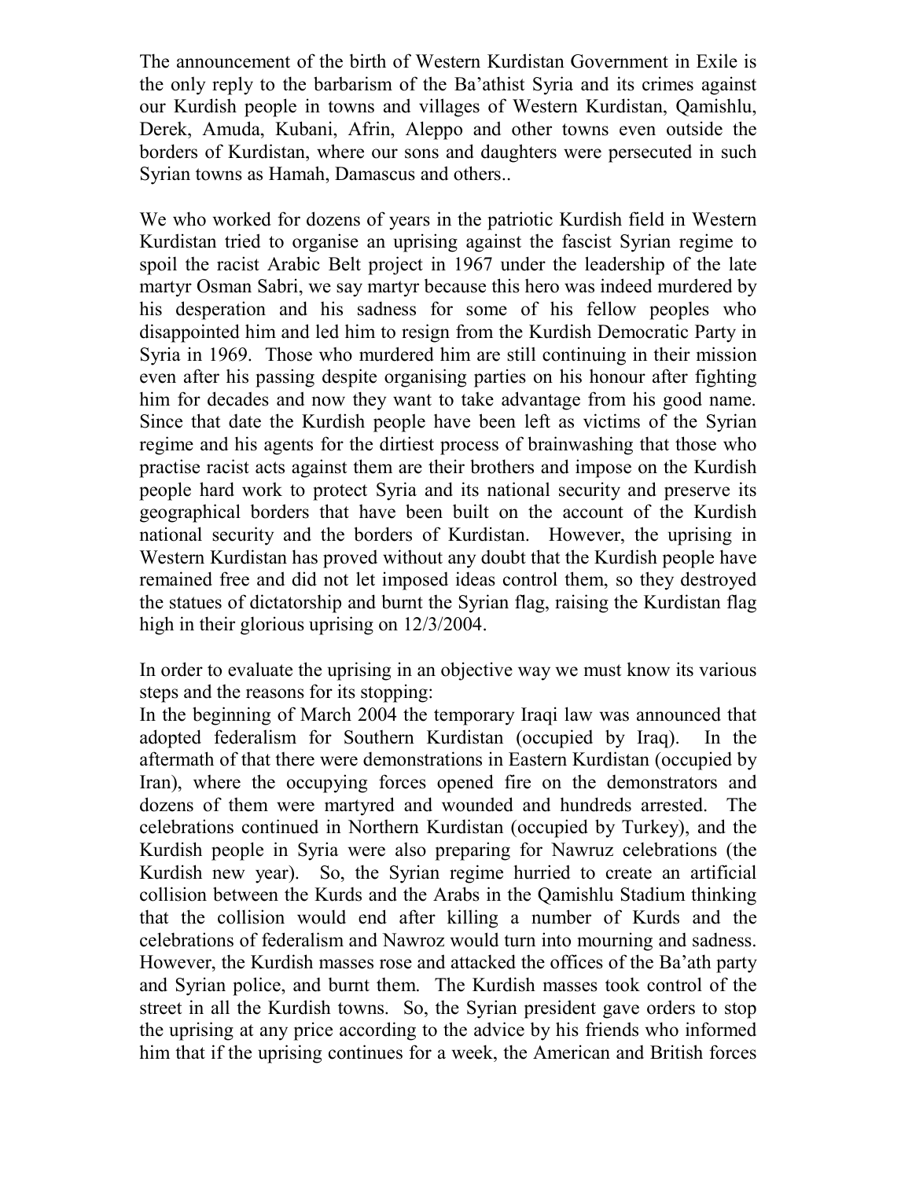The announcement of the birth of Western Kurdistan Government in Exile is the only reply to the barbarism of the Ba'athist Syria and its crimes against our Kurdish people in towns and villages of Western Kurdistan, Qamishlu, Derek, Amuda, Kubani, Afrin, Aleppo and other towns even outside the borders of Kurdistan, where our sons and daughters were persecuted in such Syrian towns as Hamah, Damascus and others..

We who worked for dozens of years in the patriotic Kurdish field in Western Kurdistan tried to organise an uprising against the fascist Syrian regime to spoil the racist Arabic Belt project in 1967 under the leadership of the late martyr Osman Sabri, we say martyr because this hero was indeed murdered by his desperation and his sadness for some of his fellow peoples who disappointed him and led him to resign from the Kurdish Democratic Party in Syria in 1969. Those who murdered him are still continuing in their mission even after his passing despite organising parties on his honour after fighting him for decades and now they want to take advantage from his good name. Since that date the Kurdish people have been left as victims of the Syrian regime and his agents for the dirtiest process of brainwashing that those who practise racist acts against them are their brothers and impose on the Kurdish people hard work to protect Syria and its national security and preserve its geographical borders that have been built on the account of the Kurdish national security and the borders of Kurdistan. However, the uprising in Western Kurdistan has proved without any doubt that the Kurdish people have remained free and did not let imposed ideas control them, so they destroyed the statues of dictatorship and burnt the Syrian flag, raising the Kurdistan flag high in their glorious uprising on 12/3/2004.

In order to evaluate the uprising in an objective way we must know its various steps and the reasons for its stopping:

In the beginning of March 2004 the temporary Iraqi law was announced that adopted federalism for Southern Kurdistan (occupied by Iraq). In the aftermath of that there were demonstrations in Eastern Kurdistan (occupied by Iran), where the occupying forces opened fire on the demonstrators and dozens of them were martyred and wounded and hundreds arrested. The celebrations continued in Northern Kurdistan (occupied by Turkey), and the Kurdish people in Syria were also preparing for Nawruz celebrations (the Kurdish new year). So, the Syrian regime hurried to create an artificial collision between the Kurds and the Arabs in the Qamishlu Stadium thinking that the collision would end after killing a number of Kurds and the celebrations of federalism and Nawroz would turn into mourning and sadness. However, the Kurdish masses rose and attacked the offices of the Ba'ath party and Syrian police, and burnt them. The Kurdish masses took control of the street in all the Kurdish towns. So, the Syrian president gave orders to stop the uprising at any price according to the advice by his friends who informed him that if the uprising continues for a week, the American and British forces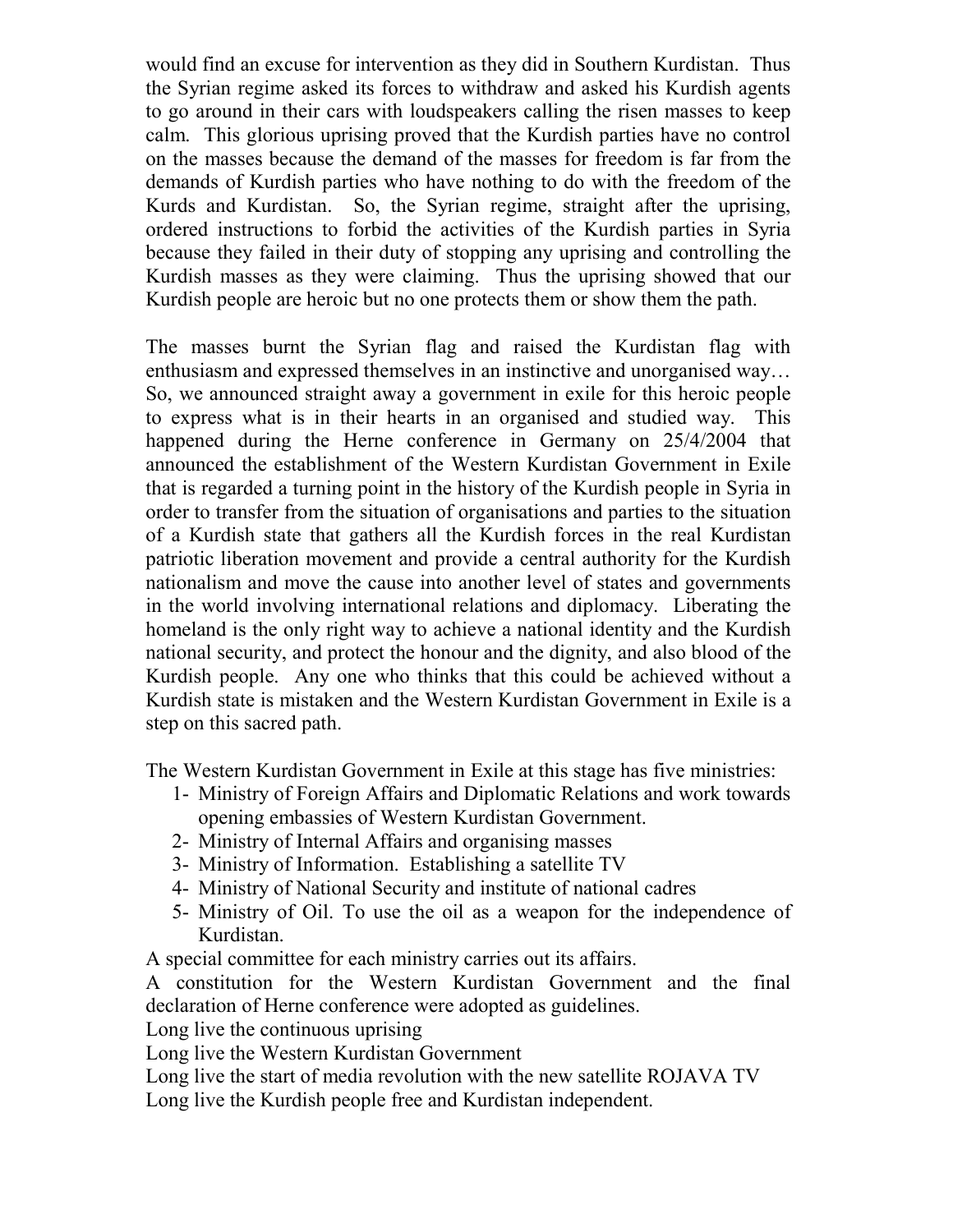would find an excuse for intervention as they did in Southern Kurdistan. Thus the Syrian regime asked its forces to withdraw and asked his Kurdish agents to go around in their cars with loudspeakers calling the risen masses to keep calm. This glorious uprising proved that the Kurdish parties have no control on the masses because the demand of the masses for freedom is far from the demands of Kurdish parties who have nothing to do with the freedom of the Kurds and Kurdistan. So, the Syrian regime, straight after the uprising, ordered instructions to forbid the activities of the Kurdish parties in Syria because they failed in their duty of stopping any uprising and controlling the Kurdish masses as they were claiming. Thus the uprising showed that our Kurdish people are heroic but no one protects them or show them the path.

The masses burnt the Syrian flag and raised the Kurdistan flag with enthusiasm and expressed themselves in an instinctive and unorganised way… So, we announced straight away a government in exile for this heroic people to express what is in their hearts in an organised and studied way. This happened during the Herne conference in Germany on 25/4/2004 that announced the establishment of the Western Kurdistan Government in Exile that is regarded a turning point in the history of the Kurdish people in Syria in order to transfer from the situation of organisations and parties to the situation of a Kurdish state that gathers all the Kurdish forces in the real Kurdistan patriotic liberation movement and provide a central authority for the Kurdish nationalism and move the cause into another level of states and governments in the world involving international relations and diplomacy. Liberating the homeland is the only right way to achieve a national identity and the Kurdish national security, and protect the honour and the dignity, and also blood of the Kurdish people. Any one who thinks that this could be achieved without a Kurdish state is mistaken and the Western Kurdistan Government in Exile is a step on this sacred path.

The Western Kurdistan Government in Exile at this stage has five ministries:

1- Ministry of Foreign Affairs and Diplomatic Relations and work towards opening embassies of Western Kurdistan Government.
2- Ministry of Internal Affairs and organising masses
3- Ministry of Information. Establishing a satellite TV
4- Ministry of National Security and institute of national cadres
5- Ministry of Oil. To use the oil as a weapon for the independence of Kurdistan.

A special committee for each ministry carries out its affairs.

A constitution for the Western Kurdistan Government and the final declaration of Herne conference were adopted as guidelines.

Long live the continuous uprising

Long live the Western Kurdistan Government

Long live the start of media revolution with the new satellite ROJAVA TV

Long live the Kurdish people free and Kurdistan independent.